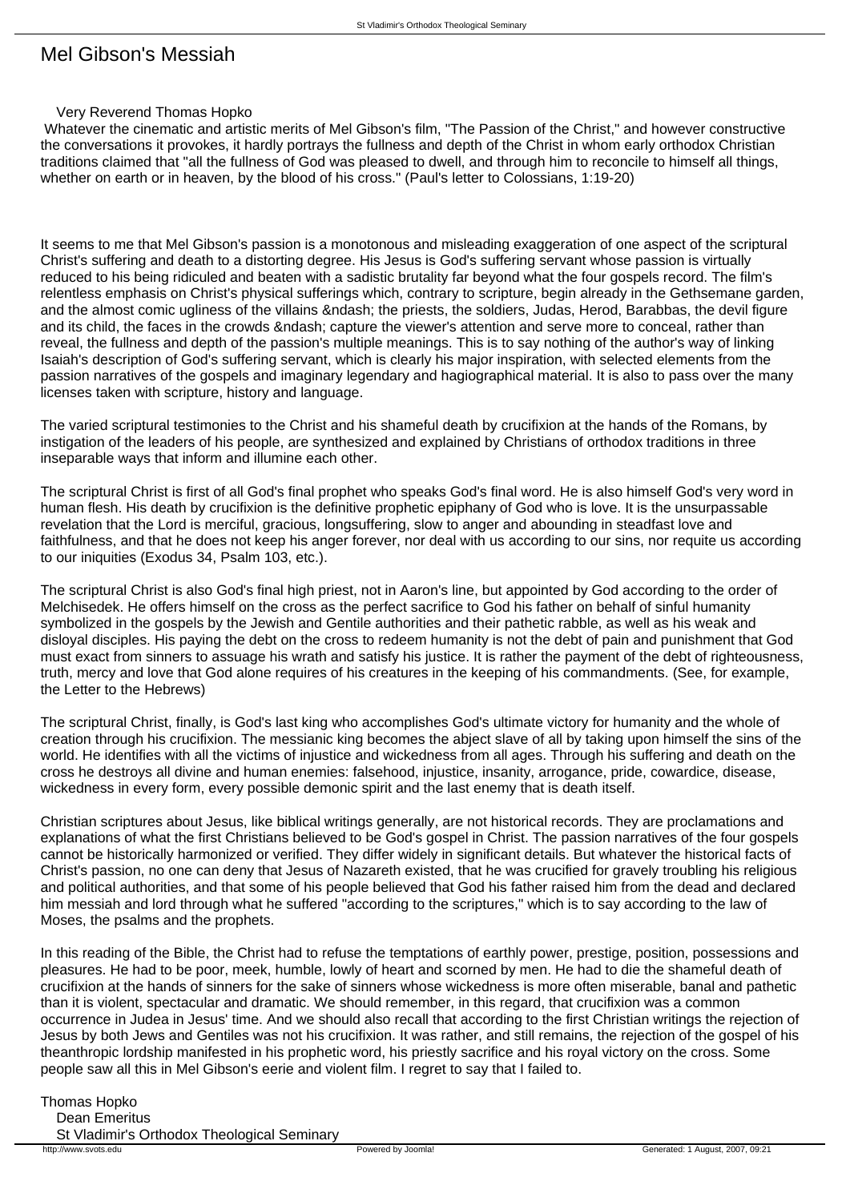# Mel Gibson's Messiah

Very Reverend Thomas Hopko

Whatever the cinematic and artistic merits of Mel Gibson's film, "The Passion of the Christ," and however constructive the conversations it provokes, it hardly portrays the fullness and depth of the Christ in whom early orthodox Christian traditions claimed that "all the fullness of God was pleased to dwell, and through him to reconcile to himself all things, whether on earth or in heaven, by the blood of his cross." (Paul's letter to Colossians, 1:19-20)

It seems to me that Mel Gibson's passion is a monotonous and misleading exaggeration of one aspect of the scriptural Christ's suffering and death to a distorting degree. His Jesus is God's suffering servant whose passion is virtually reduced to his being ridiculed and beaten with a sadistic brutality far beyond what the four gospels record. The film's relentless emphasis on Christ's physical sufferings which, contrary to scripture, begin already in the Gethsemane garden, and the almost comic ugliness of the villains &ndash; the priests, the soldiers, Judas, Herod, Barabbas, the devil figure and its child, the faces in the crowds &ndash; capture the viewer's attention and serve more to conceal, rather than reveal, the fullness and depth of the passion's multiple meanings. This is to say nothing of the author's way of linking Isaiah's description of God's suffering servant, which is clearly his major inspiration, with selected elements from the passion narratives of the gospels and imaginary legendary and hagiographical material. It is also to pass over the many licenses taken with scripture, history and language.

The varied scriptural testimonies to the Christ and his shameful death by crucifixion at the hands of the Romans, by instigation of the leaders of his people, are synthesized and explained by Christians of orthodox traditions in three inseparable ways that inform and illumine each other.

The scriptural Christ is first of all God's final prophet who speaks God's final word. He is also himself God's very word in human flesh. His death by crucifixion is the definitive prophetic epiphany of God who is love. It is the unsurpassable revelation that the Lord is merciful, gracious, longsuffering, slow to anger and abounding in steadfast love and faithfulness, and that he does not keep his anger forever, nor deal with us according to our sins, nor requite us according to our iniquities (Exodus 34, Psalm 103, etc.).

The scriptural Christ is also God's final high priest, not in Aaron's line, but appointed by God according to the order of Melchisedek. He offers himself on the cross as the perfect sacrifice to God his father on behalf of sinful humanity symbolized in the gospels by the Jewish and Gentile authorities and their pathetic rabble, as well as his weak and disloyal disciples. His paying the debt on the cross to redeem humanity is not the debt of pain and punishment that God must exact from sinners to assuage his wrath and satisfy his justice. It is rather the payment of the debt of righteousness, truth, mercy and love that God alone requires of his creatures in the keeping of his commandments. (See, for example, the Letter to the Hebrews)

The scriptural Christ, finally, is God's last king who accomplishes God's ultimate victory for humanity and the whole of creation through his crucifixion. The messianic king becomes the abject slave of all by taking upon himself the sins of the world. He identifies with all the victims of injustice and wickedness from all ages. Through his suffering and death on the cross he destroys all divine and human enemies: falsehood, injustice, insanity, arrogance, pride, cowardice, disease, wickedness in every form, every possible demonic spirit and the last enemy that is death itself.

Christian scriptures about Jesus, like biblical writings generally, are not historical records. They are proclamations and explanations of what the first Christians believed to be God's gospel in Christ. The passion narratives of the four gospels cannot be historically harmonized or verified. They differ widely in significant details. But whatever the historical facts of Christ's passion, no one can deny that Jesus of Nazareth existed, that he was crucified for gravely troubling his religious and political authorities, and that some of his people believed that God his father raised him from the dead and declared him messiah and lord through what he suffered "according to the scriptures," which is to say according to the law of Moses, the psalms and the prophets.

In this reading of the Bible, the Christ had to refuse the temptations of earthly power, prestige, position, possessions and pleasures. He had to be poor, meek, humble, lowly of heart and scorned by men. He had to die the shameful death of crucifixion at the hands of sinners for the sake of sinners whose wickedness is more often miserable, banal and pathetic than it is violent, spectacular and dramatic. We should remember, in this regard, that crucifixion was a common occurrence in Judea in Jesus' time. And we should also recall that according to the first Christian writings the rejection of Jesus by both Jews and Gentiles was not his crucifixion. It was rather, and still remains, the rejection of the gospel of his theanthropic lordship manifested in his prophetic word, his priestly sacrifice and his royal victory on the cross. Some people saw all this in Mel Gibson's eerie and violent film. I regret to say that I failed to.

Thomas Hopko
Dean Emeritus
St Vladimir's Orthodox Theological Seminary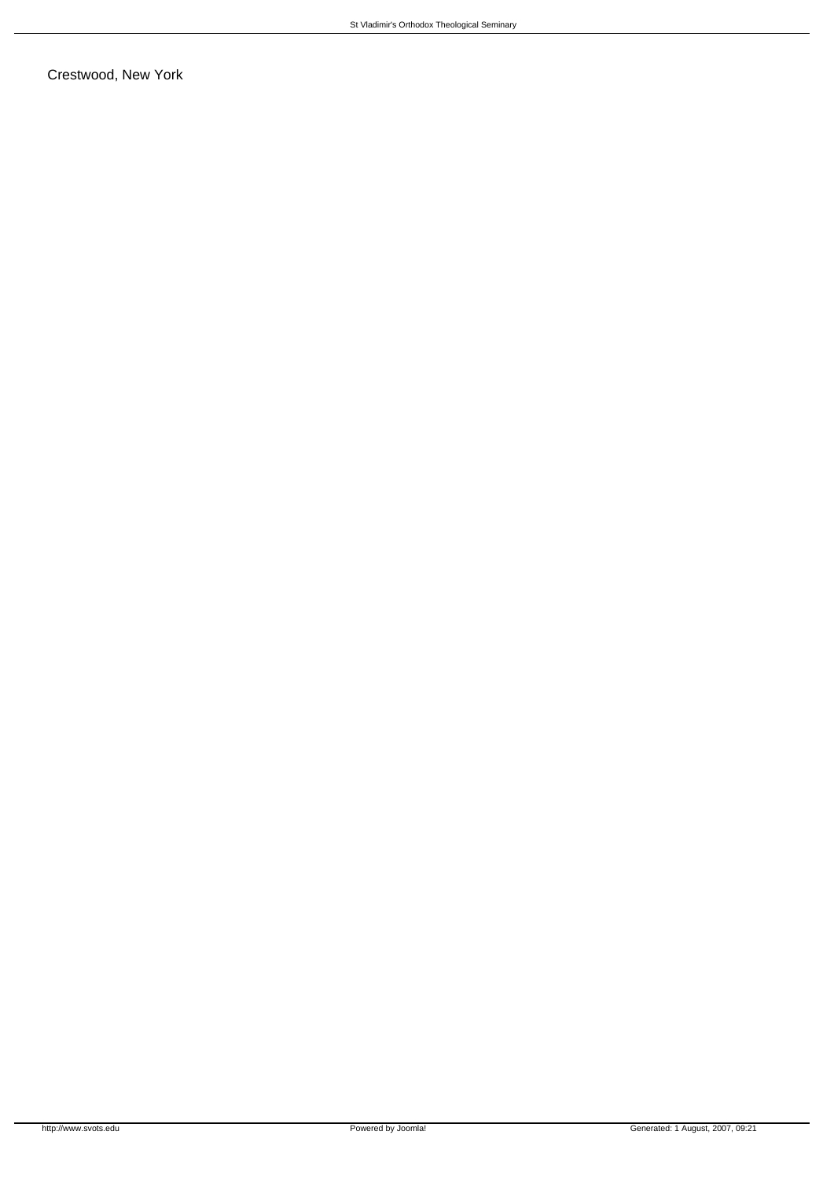Crestwood, New York